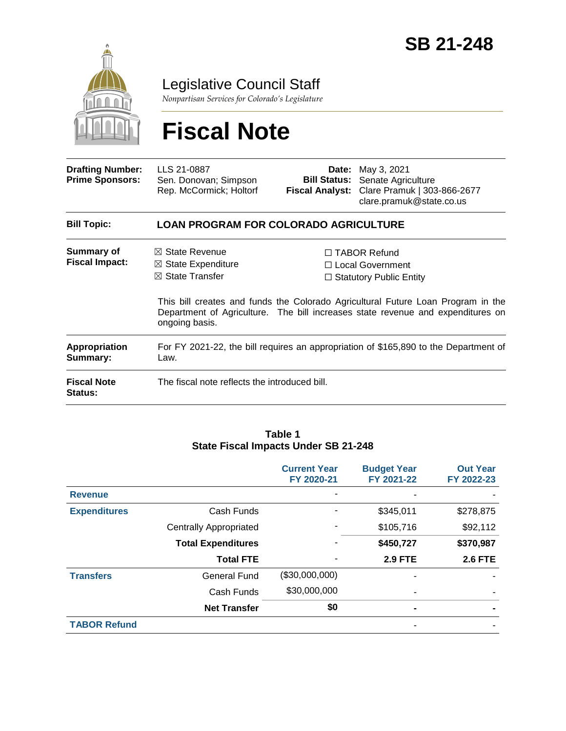# SB 21-248

## Legislative Council Staff

*Nonpartisan Services for Colorado's Legislature*

# Fiscal Note

| | | | |
|---|---|---|---|
| **Drafting Number:** | LLS 21-0887 | **Date:** | May 3, 2021 |
| **Prime Sponsors:** | Sen. Donovan; Simpson<br>Rep. McCormick; Holtorf | **Bill Status:** | Senate Agriculture |
| | | **Fiscal Analyst:** | Clare Pramuk \| 303-866-2677<br>clare.pramuk@state.co.us |

**Bill Topic:** **LOAN PROGRAM FOR COLORADO AGRICULTURE**

**Summary of Fiscal Impact:**

- ☒ State Revenue
- ☒ State Expenditure
- ☒ State Transfer
- ☐ TABOR Refund
- ☐ Local Government
- ☐ Statutory Public Entity

This bill creates and funds the Colorado Agricultural Future Loan Program in the Department of Agriculture. The bill increases state revenue and expenditures on ongoing basis.

**Appropriation Summary:** For FY 2021-22, the bill requires an appropriation of $165,890 to the Department of Law.

**Fiscal Note Status:** The fiscal note reflects the introduced bill.

**Table 1**
**State Fiscal Impacts Under SB 21-248**

| | | Current Year FY 2020-21 | Budget Year FY 2021-22 | Out Year FY 2022-23 |
|---|---|---|---|---|
| **Revenue** | | - | - | - |
| **Expenditures** | Cash Funds | - | $345,011 | $278,875 |
| | Centrally Appropriated | - | $105,716 | $92,112 |
| | **Total Expenditures** | - | **$450,727** | **$370,987** |
| | **Total FTE** | - | **2.9 FTE** | **2.6 FTE** |
| **Transfers** | General Fund | ($30,000,000) | - | - |
| | Cash Funds | $30,000,000 | - | - |
| | **Net Transfer** | **$0** | **-** | **-** |
| **TABOR Refund** | | | - | - |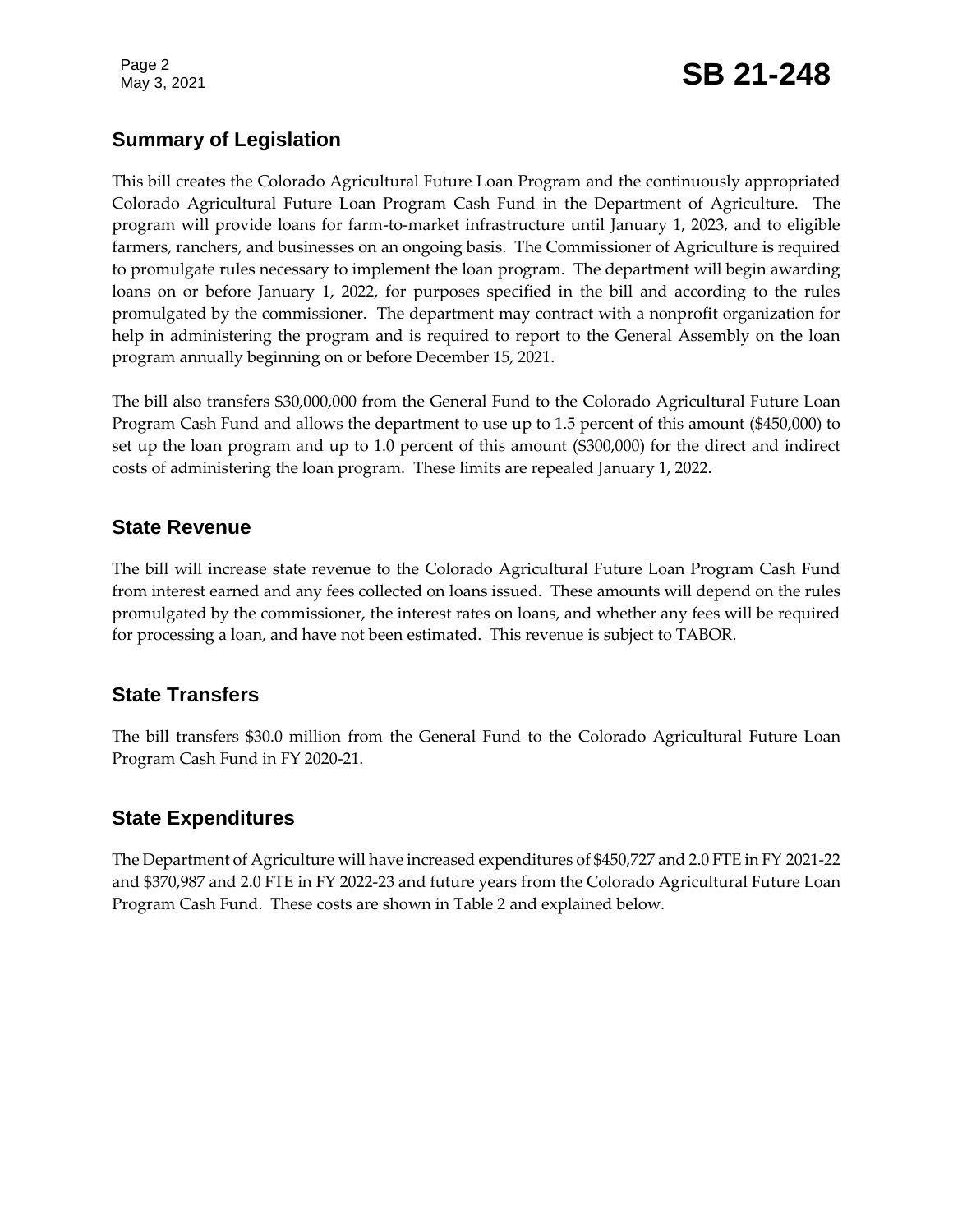## Summary of Legislation

This bill creates the Colorado Agricultural Future Loan Program and the continuously appropriated Colorado Agricultural Future Loan Program Cash Fund in the Department of Agriculture. The program will provide loans for farm-to-market infrastructure until January 1, 2023, and to eligible farmers, ranchers, and businesses on an ongoing basis. The Commissioner of Agriculture is required to promulgate rules necessary to implement the loan program. The department will begin awarding loans on or before January 1, 2022, for purposes specified in the bill and according to the rules promulgated by the commissioner. The department may contract with a nonprofit organization for help in administering the program and is required to report to the General Assembly on the loan program annually beginning on or before December 15, 2021.

The bill also transfers $30,000,000 from the General Fund to the Colorado Agricultural Future Loan Program Cash Fund and allows the department to use up to 1.5 percent of this amount ($450,000) to set up the loan program and up to 1.0 percent of this amount ($300,000) for the direct and indirect costs of administering the loan program. These limits are repealed January 1, 2022.

## State Revenue

The bill will increase state revenue to the Colorado Agricultural Future Loan Program Cash Fund from interest earned and any fees collected on loans issued. These amounts will depend on the rules promulgated by the commissioner, the interest rates on loans, and whether any fees will be required for processing a loan, and have not been estimated. This revenue is subject to TABOR.

## State Transfers

The bill transfers $30.0 million from the General Fund to the Colorado Agricultural Future Loan Program Cash Fund in FY 2020-21.

## State Expenditures

The Department of Agriculture will have increased expenditures of $450,727 and 2.0 FTE in FY 2021-22 and $370,987 and 2.0 FTE in FY 2022-23 and future years from the Colorado Agricultural Future Loan Program Cash Fund. These costs are shown in Table 2 and explained below.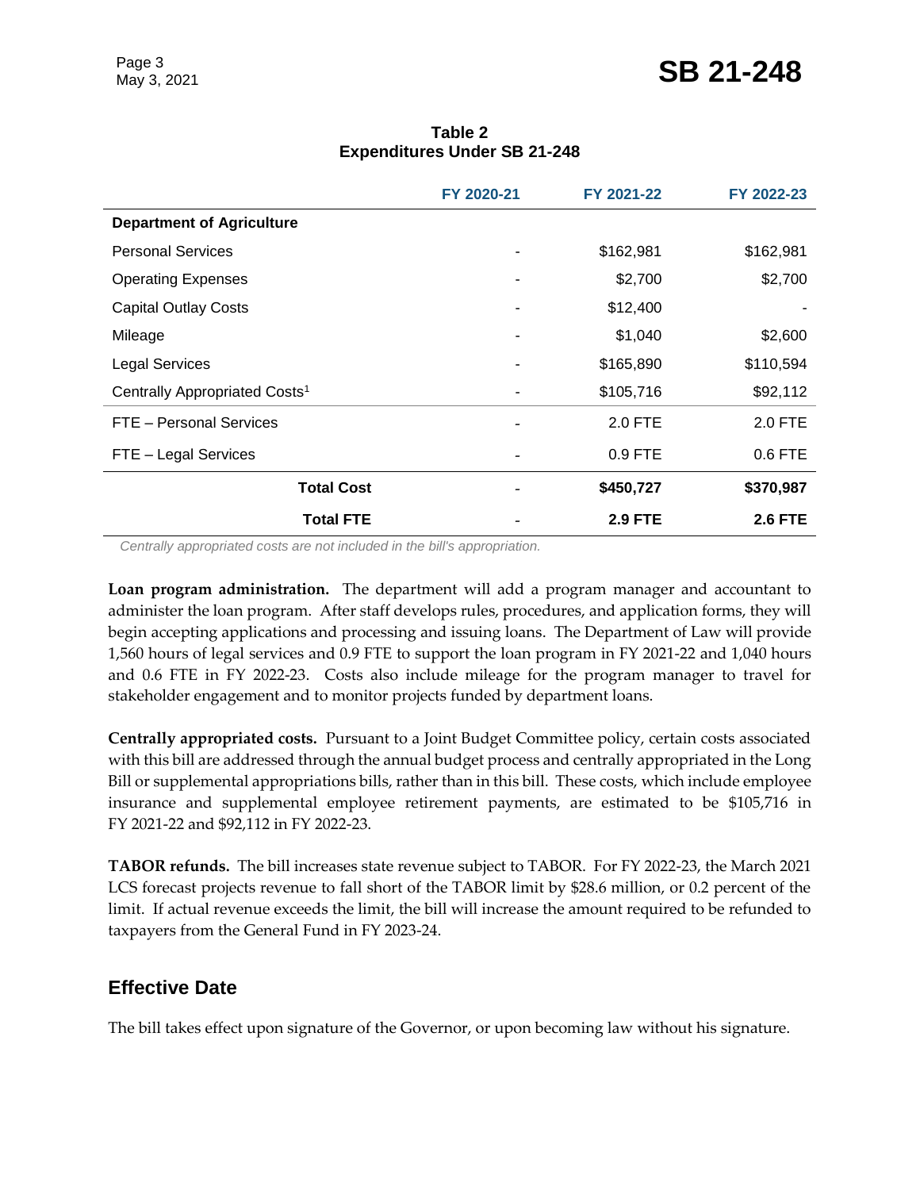**Table 2**
**Expenditures Under SB 21-248**

| | FY 2020-21 | FY 2021-22 | FY 2022-23 |
|---|---|---|---|
| **Department of Agriculture** | | | |
| Personal Services | - | $162,981 | $162,981 |
| Operating Expenses | - | $2,700 | $2,700 |
| Capital Outlay Costs | - | $12,400 | - |
| Mileage | - | $1,040 | $2,600 |
| Legal Services | - | $165,890 | $110,594 |
| Centrally Appropriated Costs[1] | - | $105,716 | $92,112 |
| FTE – Personal Services | - | 2.0 FTE | 2.0 FTE |
| FTE – Legal Services | - | 0.9 FTE | 0.6 FTE |
| **Total Cost** | - | **$450,727** | **$370,987** |
| **Total FTE** | - | **2.9 FTE** | **2.6 FTE** |

*Centrally appropriated costs are not included in the bill's appropriation.*

**Loan program administration.** The department will add a program manager and accountant to administer the loan program. After staff develops rules, procedures, and application forms, they will begin accepting applications and processing and issuing loans. The Department of Law will provide 1,560 hours of legal services and 0.9 FTE to support the loan program in FY 2021-22 and 1,040 hours and 0.6 FTE in FY 2022-23. Costs also include mileage for the program manager to travel for stakeholder engagement and to monitor projects funded by department loans.

**Centrally appropriated costs.** Pursuant to a Joint Budget Committee policy, certain costs associated with this bill are addressed through the annual budget process and centrally appropriated in the Long Bill or supplemental appropriations bills, rather than in this bill. These costs, which include employee insurance and supplemental employee retirement payments, are estimated to be $105,716 in FY 2021-22 and $92,112 in FY 2022-23.

**TABOR refunds.** The bill increases state revenue subject to TABOR. For FY 2022-23, the March 2021 LCS forecast projects revenue to fall short of the TABOR limit by $28.6 million, or 0.2 percent of the limit. If actual revenue exceeds the limit, the bill will increase the amount required to be refunded to taxpayers from the General Fund in FY 2023-24.

## Effective Date

The bill takes effect upon signature of the Governor, or upon becoming law without his signature.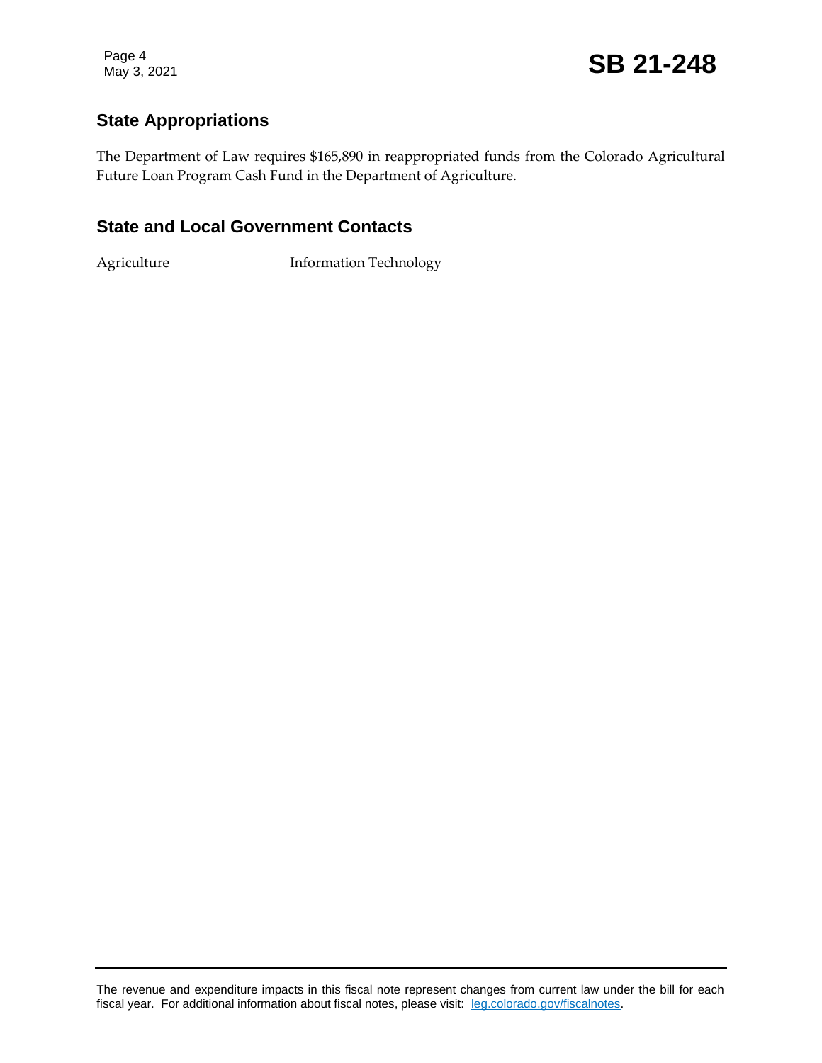## State Appropriations

The Department of Law requires $165,890 in reappropriated funds from the Colorado Agricultural Future Loan Program Cash Fund in the Department of Agriculture.

## State and Local Government Contacts

| | |
|---|---|
| Agriculture | Information Technology |

The revenue and expenditure impacts in this fiscal note represent changes from current law under the bill for each fiscal year. For additional information about fiscal notes, please visit: leg.colorado.gov/fiscalnotes.